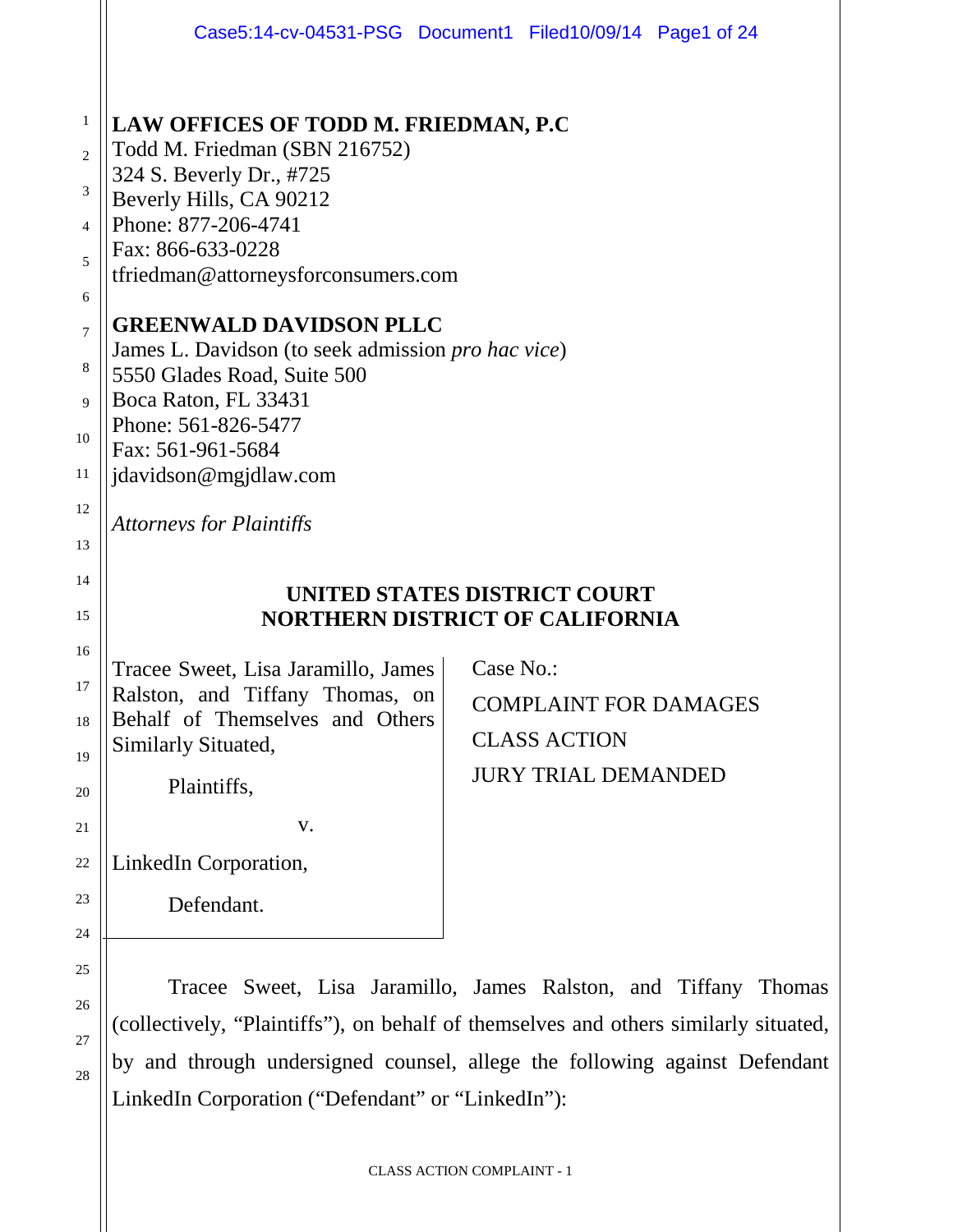**LAW OFFICES OF TODD M. FRIEDMAN, P.C**
Todd M. Friedman (SBN 216752)
324 S. Beverly Dr., #725
Beverly Hills, CA 90212
Phone: 877-206-4741
Fax: 866-633-0228
tfriedman@attorneysforconsumers.com

**GREENWALD DAVIDSON PLLC**
James L. Davidson (to seek admission *pro hac vice*)
5550 Glades Road, Suite 500
Boca Raton, FL 33431
Phone: 561-826-5477
Fax: 561-961-5684
jdavidson@mgjdlaw.com

*Attorneys for Plaintiffs*

**UNITED STATES DISTRICT COURT**
**NORTHERN DISTRICT OF CALIFORNIA**

Tracee Sweet, Lisa Jaramillo, James Ralston, and Tiffany Thomas, on Behalf of Themselves and Others Similarly Situated,

Plaintiffs,

v.

LinkedIn Corporation,

Defendant.

Case No.:

COMPLAINT FOR DAMAGES

CLASS ACTION

JURY TRIAL DEMANDED

Tracee Sweet, Lisa Jaramillo, James Ralston, and Tiffany Thomas (collectively, "Plaintiffs"), on behalf of themselves and others similarly situated, by and through undersigned counsel, allege the following against Defendant LinkedIn Corporation ("Defendant" or "LinkedIn"):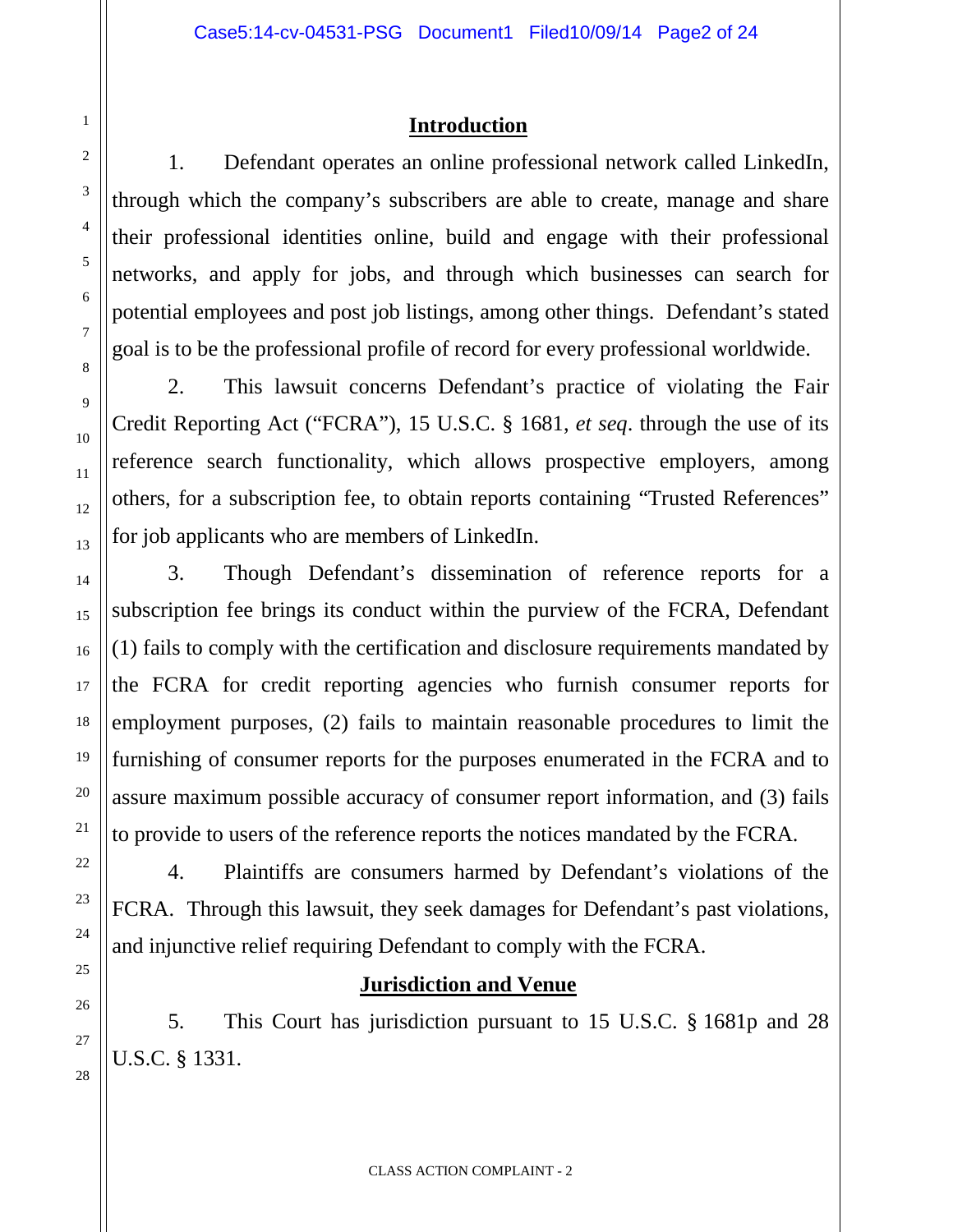## Introduction

1. Defendant operates an online professional network called LinkedIn, through which the company's subscribers are able to create, manage and share their professional identities online, build and engage with their professional networks, and apply for jobs, and through which businesses can search for potential employees and post job listings, among other things. Defendant's stated goal is to be the professional profile of record for every professional worldwide.

2. This lawsuit concerns Defendant's practice of violating the Fair Credit Reporting Act ("FCRA"), 15 U.S.C. § 1681, *et seq*. through the use of its reference search functionality, which allows prospective employers, among others, for a subscription fee, to obtain reports containing "Trusted References" for job applicants who are members of LinkedIn.

3. Though Defendant's dissemination of reference reports for a subscription fee brings its conduct within the purview of the FCRA, Defendant (1) fails to comply with the certification and disclosure requirements mandated by the FCRA for credit reporting agencies who furnish consumer reports for employment purposes, (2) fails to maintain reasonable procedures to limit the furnishing of consumer reports for the purposes enumerated in the FCRA and to assure maximum possible accuracy of consumer report information, and (3) fails to provide to users of the reference reports the notices mandated by the FCRA.

4. Plaintiffs are consumers harmed by Defendant's violations of the FCRA. Through this lawsuit, they seek damages for Defendant's past violations, and injunctive relief requiring Defendant to comply with the FCRA.

## Jurisdiction and Venue

5. This Court has jurisdiction pursuant to 15 U.S.C. § 1681p and 28 U.S.C. § 1331.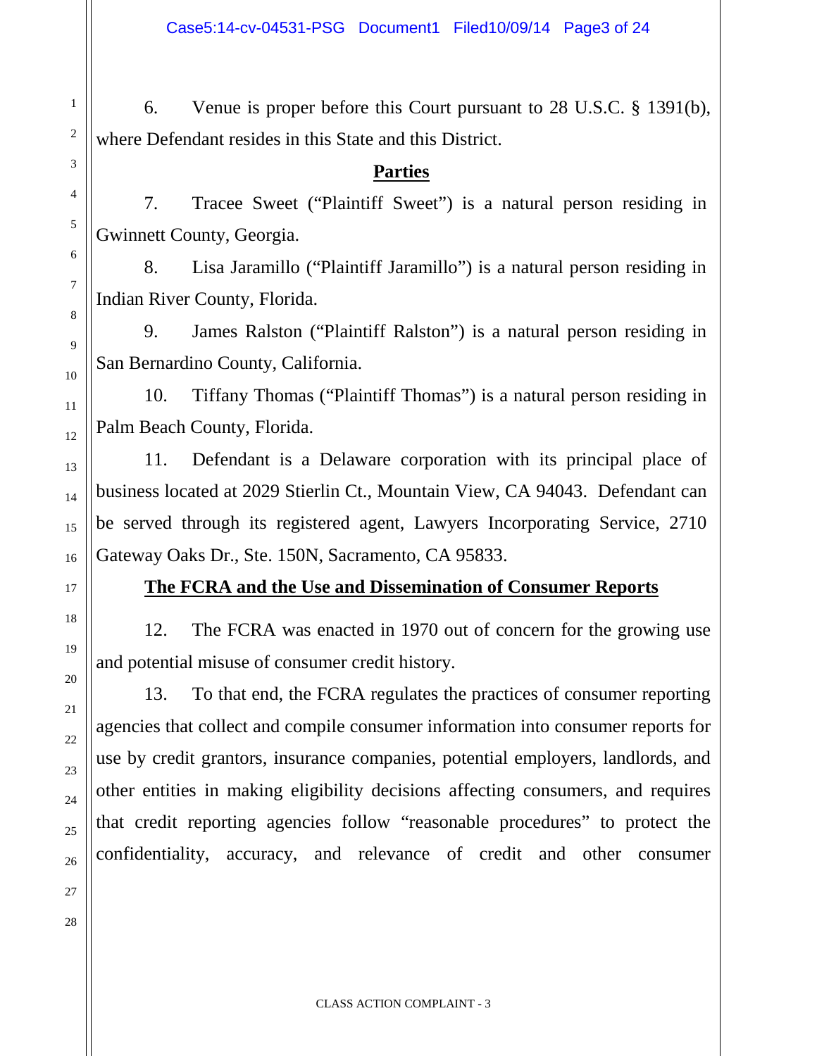6. Venue is proper before this Court pursuant to 28 U.S.C. § 1391(b), where Defendant resides in this State and this District.

## Parties

7. Tracee Sweet ("Plaintiff Sweet") is a natural person residing in Gwinnett County, Georgia.

8. Lisa Jaramillo ("Plaintiff Jaramillo") is a natural person residing in Indian River County, Florida.

9. James Ralston ("Plaintiff Ralston") is a natural person residing in San Bernardino County, California.

10. Tiffany Thomas ("Plaintiff Thomas") is a natural person residing in Palm Beach County, Florida.

11. Defendant is a Delaware corporation with its principal place of business located at 2029 Stierlin Ct., Mountain View, CA 94043. Defendant can be served through its registered agent, Lawyers Incorporating Service, 2710 Gateway Oaks Dr., Ste. 150N, Sacramento, CA 95833.

## The FCRA and the Use and Dissemination of Consumer Reports

12. The FCRA was enacted in 1970 out of concern for the growing use and potential misuse of consumer credit history.

13. To that end, the FCRA regulates the practices of consumer reporting agencies that collect and compile consumer information into consumer reports for use by credit grantors, insurance companies, potential employers, landlords, and other entities in making eligibility decisions affecting consumers, and requires that credit reporting agencies follow "reasonable procedures" to protect the confidentiality, accuracy, and relevance of credit and other consumer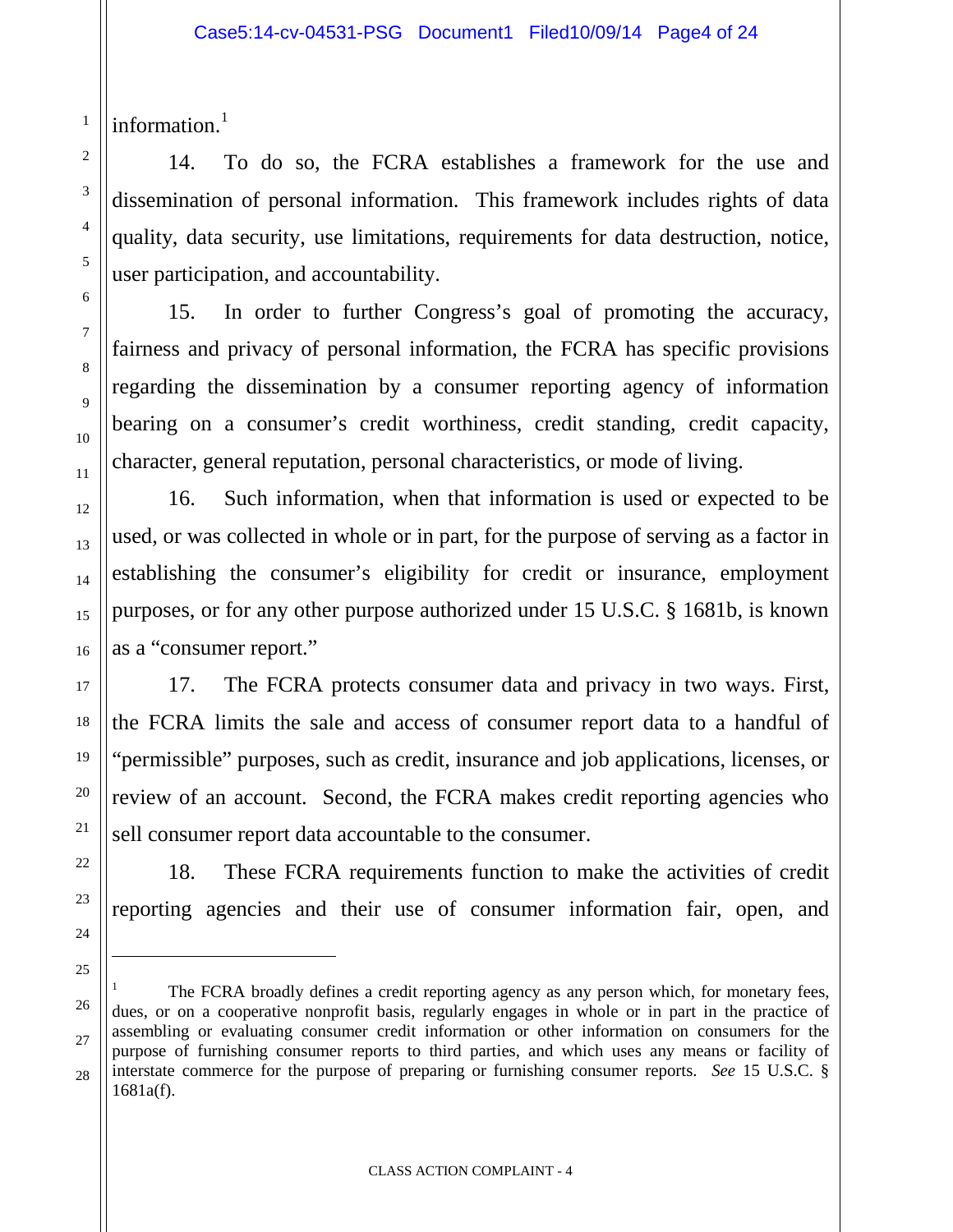information.[1]

14. To do so, the FCRA establishes a framework for the use and dissemination of personal information. This framework includes rights of data quality, data security, use limitations, requirements for data destruction, notice, user participation, and accountability.

15. In order to further Congress's goal of promoting the accuracy, fairness and privacy of personal information, the FCRA has specific provisions regarding the dissemination by a consumer reporting agency of information bearing on a consumer's credit worthiness, credit standing, credit capacity, character, general reputation, personal characteristics, or mode of living.

16. Such information, when that information is used or expected to be used, or was collected in whole or in part, for the purpose of serving as a factor in establishing the consumer's eligibility for credit or insurance, employment purposes, or for any other purpose authorized under 15 U.S.C. § 1681b, is known as a "consumer report."

17. The FCRA protects consumer data and privacy in two ways. First, the FCRA limits the sale and access of consumer report data to a handful of "permissible" purposes, such as credit, insurance and job applications, licenses, or review of an account. Second, the FCRA makes credit reporting agencies who sell consumer report data accountable to the consumer.

18. These FCRA requirements function to make the activities of credit reporting agencies and their use of consumer information fair, open, and

---

[1] The FCRA broadly defines a credit reporting agency as any person which, for monetary fees, dues, or on a cooperative nonprofit basis, regularly engages in whole or in part in the practice of assembling or evaluating consumer credit information or other information on consumers for the purpose of furnishing consumer reports to third parties, and which uses any means or facility of interstate commerce for the purpose of preparing or furnishing consumer reports. *See* 15 U.S.C. § 1681a(f).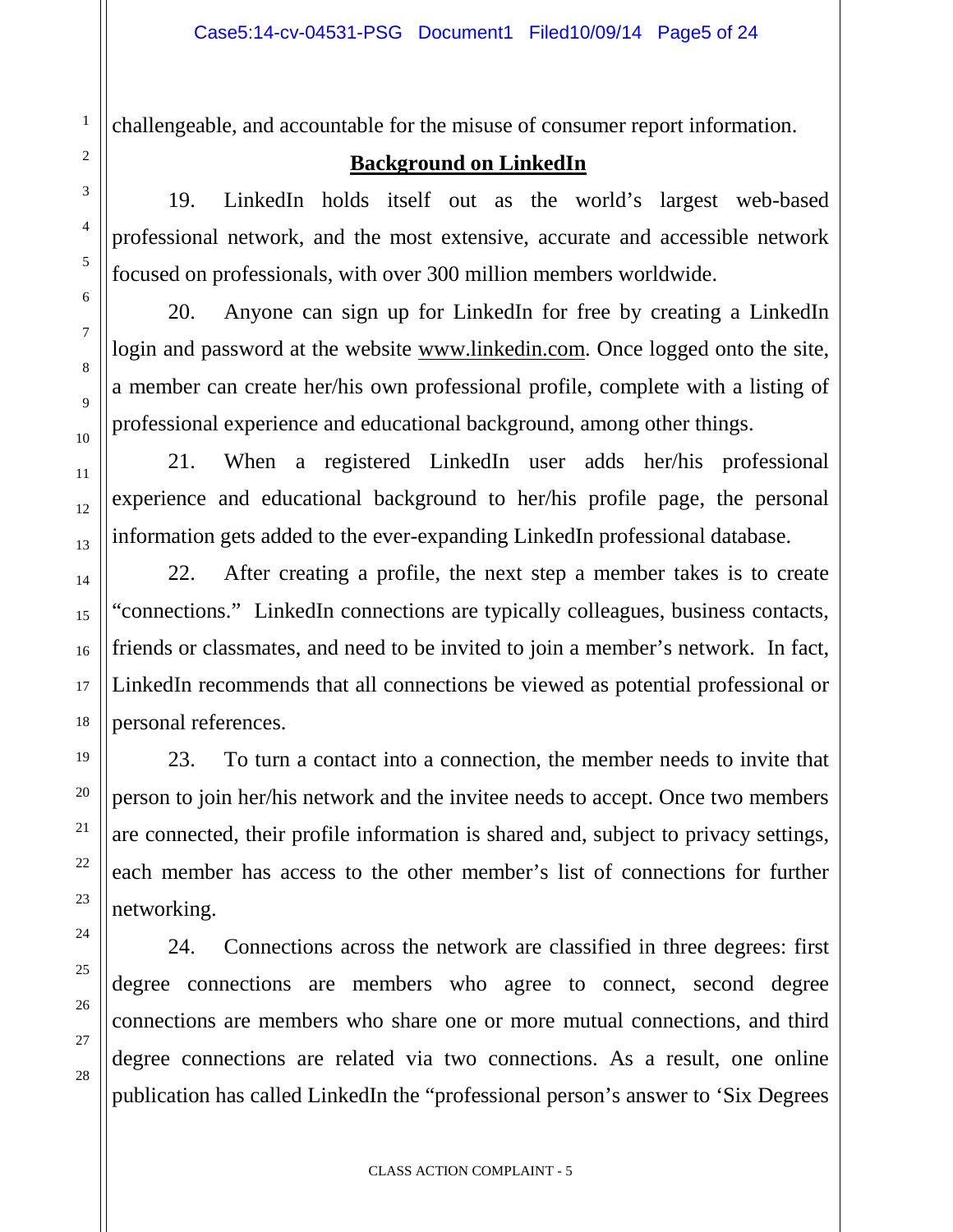challengeable, and accountable for the misuse of consumer report information.

## Background on LinkedIn

19. LinkedIn holds itself out as the world's largest web-based professional network, and the most extensive, accurate and accessible network focused on professionals, with over 300 million members worldwide.

20. Anyone can sign up for LinkedIn for free by creating a LinkedIn login and password at the website www.linkedin.com. Once logged onto the site, a member can create her/his own professional profile, complete with a listing of professional experience and educational background, among other things.

21. When a registered LinkedIn user adds her/his professional experience and educational background to her/his profile page, the personal information gets added to the ever-expanding LinkedIn professional database.

22. After creating a profile, the next step a member takes is to create "connections." LinkedIn connections are typically colleagues, business contacts, friends or classmates, and need to be invited to join a member's network. In fact, LinkedIn recommends that all connections be viewed as potential professional or personal references.

23. To turn a contact into a connection, the member needs to invite that person to join her/his network and the invitee needs to accept. Once two members are connected, their profile information is shared and, subject to privacy settings, each member has access to the other member's list of connections for further networking.

24. Connections across the network are classified in three degrees: first degree connections are members who agree to connect, second degree connections are members who share one or more mutual connections, and third degree connections are related via two connections. As a result, one online publication has called LinkedIn the "professional person's answer to 'Six Degrees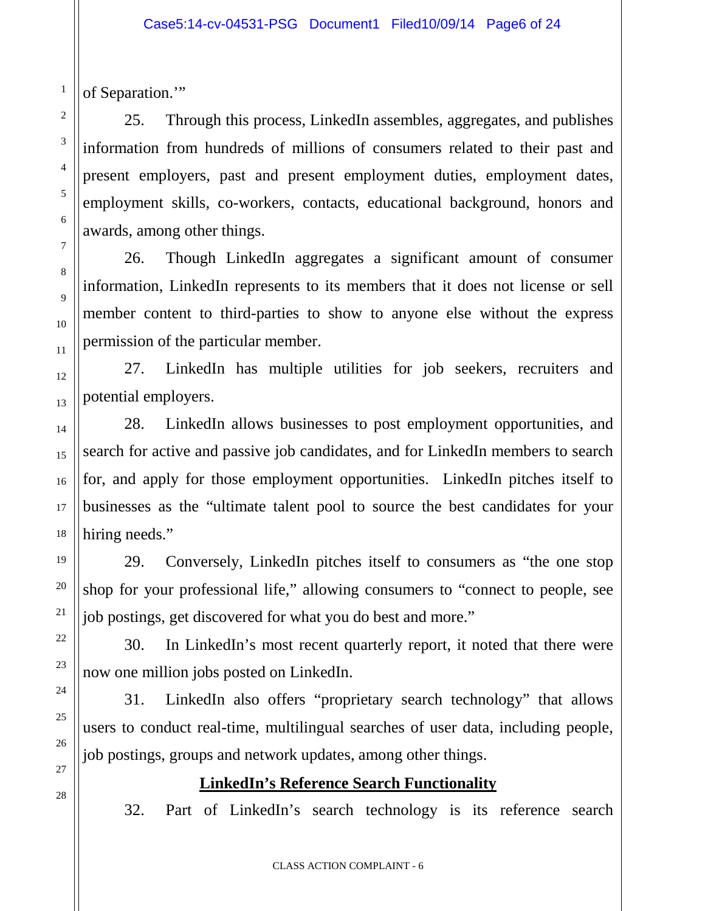of Separation.'"

25. Through this process, LinkedIn assembles, aggregates, and publishes information from hundreds of millions of consumers related to their past and present employers, past and present employment duties, employment dates, employment skills, co-workers, contacts, educational background, honors and awards, among other things.

26. Though LinkedIn aggregates a significant amount of consumer information, LinkedIn represents to its members that it does not license or sell member content to third-parties to show to anyone else without the express permission of the particular member.

27. LinkedIn has multiple utilities for job seekers, recruiters and potential employers.

28. LinkedIn allows businesses to post employment opportunities, and search for active and passive job candidates, and for LinkedIn members to search for, and apply for those employment opportunities. LinkedIn pitches itself to businesses as the "ultimate talent pool to source the best candidates for your hiring needs."

29. Conversely, LinkedIn pitches itself to consumers as "the one stop shop for your professional life," allowing consumers to "connect to people, see job postings, get discovered for what you do best and more."

30. In LinkedIn's most recent quarterly report, it noted that there were now one million jobs posted on LinkedIn.

31. LinkedIn also offers "proprietary search technology" that allows users to conduct real-time, multilingual searches of user data, including people, job postings, groups and network updates, among other things.

## **LinkedIn's Reference Search Functionality**

32. Part of LinkedIn's search technology is its reference search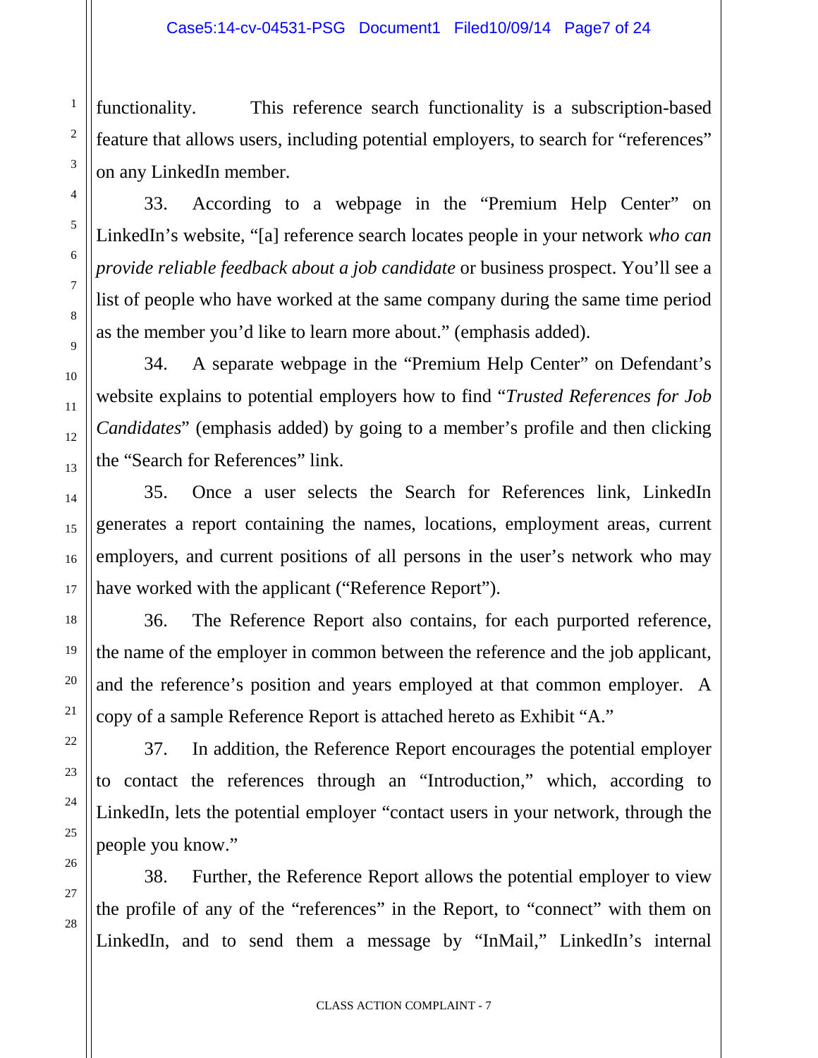functionality. This reference search functionality is a subscription-based feature that allows users, including potential employers, to search for "references" on any LinkedIn member.

33. According to a webpage in the "Premium Help Center" on LinkedIn's website, "[a] reference search locates people in your network *who can provide reliable feedback about a job candidate* or business prospect. You'll see a list of people who have worked at the same company during the same time period as the member you'd like to learn more about." (emphasis added).

34. A separate webpage in the "Premium Help Center" on Defendant's website explains to potential employers how to find "*Trusted References for Job Candidates*" (emphasis added) by going to a member's profile and then clicking the "Search for References" link.

35. Once a user selects the Search for References link, LinkedIn generates a report containing the names, locations, employment areas, current employers, and current positions of all persons in the user's network who may have worked with the applicant ("Reference Report").

36. The Reference Report also contains, for each purported reference, the name of the employer in common between the reference and the job applicant, and the reference's position and years employed at that common employer. A copy of a sample Reference Report is attached hereto as Exhibit "A."

37. In addition, the Reference Report encourages the potential employer to contact the references through an "Introduction," which, according to LinkedIn, lets the potential employer "contact users in your network, through the people you know."

38. Further, the Reference Report allows the potential employer to view the profile of any of the "references" in the Report, to "connect" with them on LinkedIn, and to send them a message by "InMail," LinkedIn's internal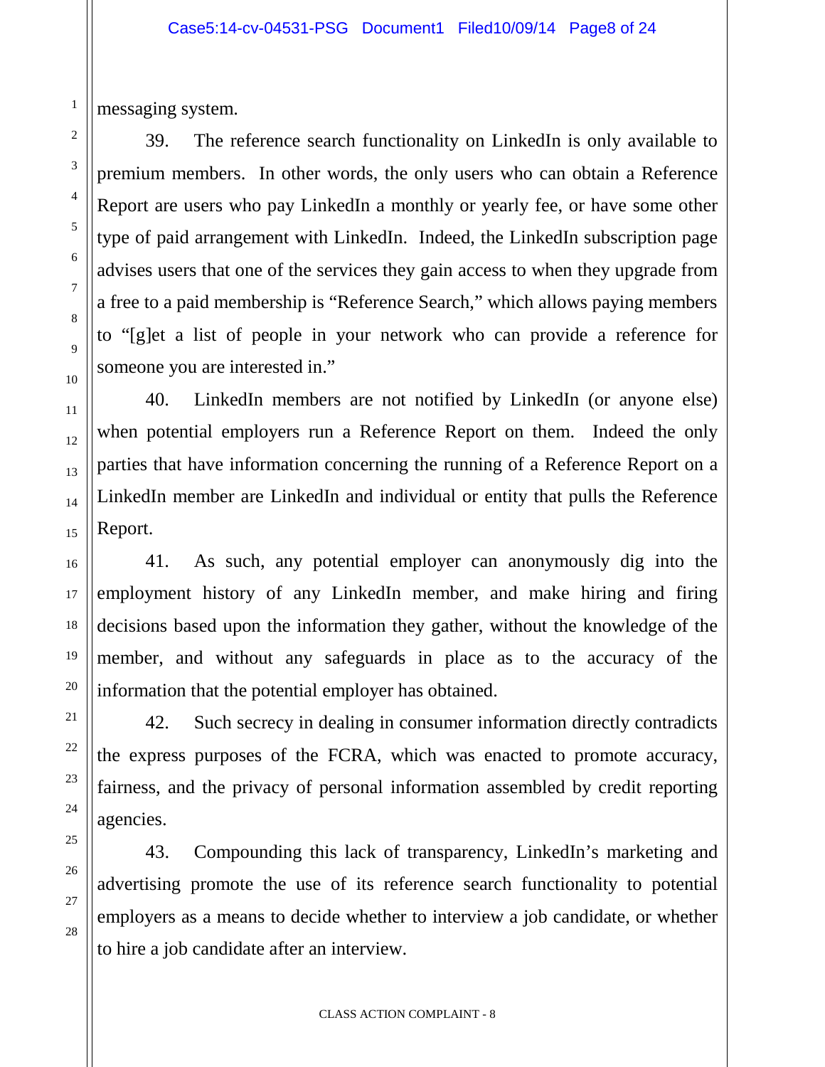messaging system.

39. The reference search functionality on LinkedIn is only available to premium members. In other words, the only users who can obtain a Reference Report are users who pay LinkedIn a monthly or yearly fee, or have some other type of paid arrangement with LinkedIn. Indeed, the LinkedIn subscription page advises users that one of the services they gain access to when they upgrade from a free to a paid membership is "Reference Search," which allows paying members to "[g]et a list of people in your network who can provide a reference for someone you are interested in."

40. LinkedIn members are not notified by LinkedIn (or anyone else) when potential employers run a Reference Report on them. Indeed the only parties that have information concerning the running of a Reference Report on a LinkedIn member are LinkedIn and individual or entity that pulls the Reference Report.

41. As such, any potential employer can anonymously dig into the employment history of any LinkedIn member, and make hiring and firing decisions based upon the information they gather, without the knowledge of the member, and without any safeguards in place as to the accuracy of the information that the potential employer has obtained.

42. Such secrecy in dealing in consumer information directly contradicts the express purposes of the FCRA, which was enacted to promote accuracy, fairness, and the privacy of personal information assembled by credit reporting agencies.

43. Compounding this lack of transparency, LinkedIn's marketing and advertising promote the use of its reference search functionality to potential employers as a means to decide whether to interview a job candidate, or whether to hire a job candidate after an interview.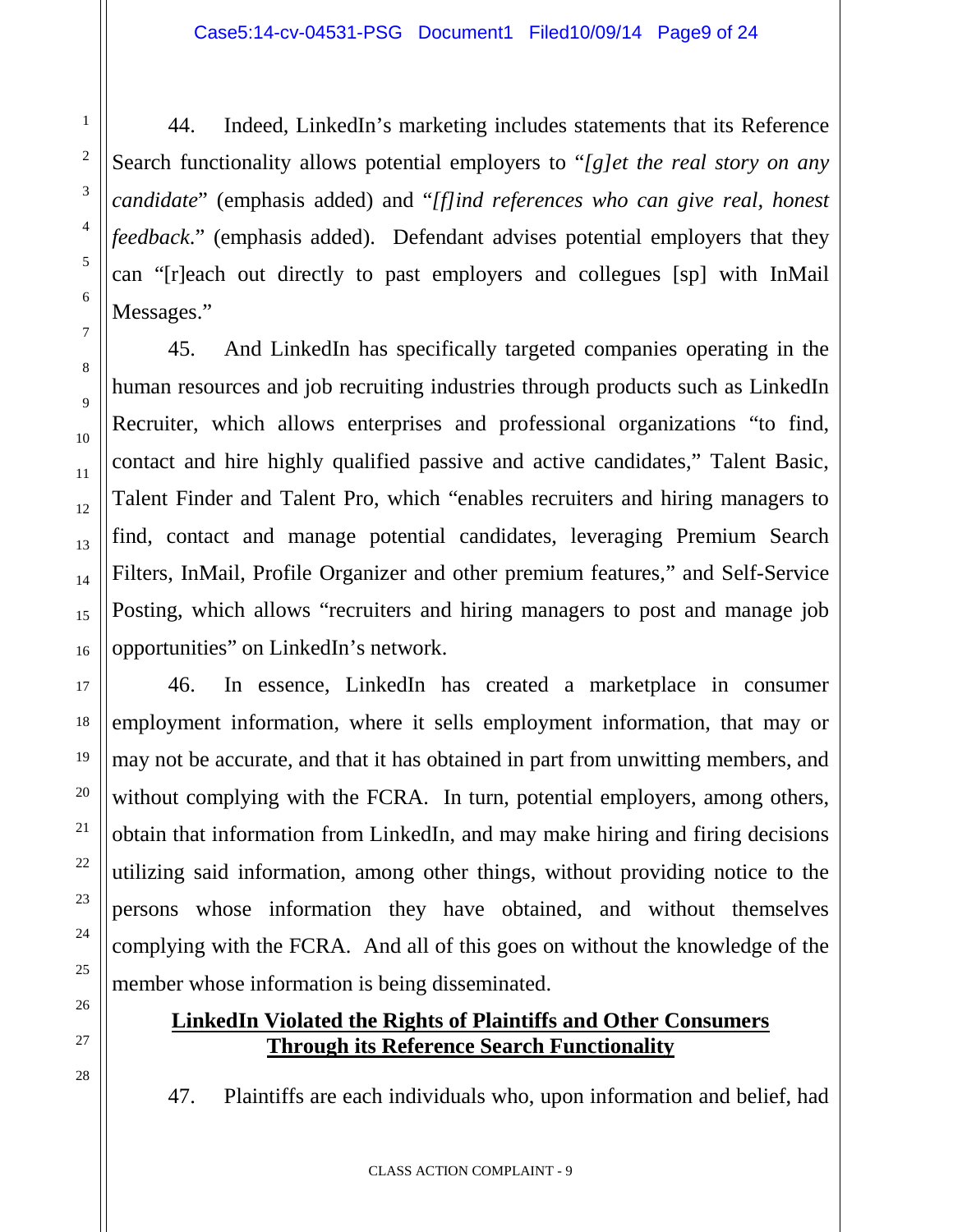44. Indeed, LinkedIn's marketing includes statements that its Reference Search functionality allows potential employers to "*[g]et the real story on any candidate*" (emphasis added) and "*[f]ind references who can give real, honest feedback*." (emphasis added). Defendant advises potential employers that they can "[r]each out directly to past employers and collegues [sp] with InMail Messages."

45. And LinkedIn has specifically targeted companies operating in the human resources and job recruiting industries through products such as LinkedIn Recruiter, which allows enterprises and professional organizations "to find, contact and hire highly qualified passive and active candidates," Talent Basic, Talent Finder and Talent Pro, which "enables recruiters and hiring managers to find, contact and manage potential candidates, leveraging Premium Search Filters, InMail, Profile Organizer and other premium features," and Self-Service Posting, which allows "recruiters and hiring managers to post and manage job opportunities" on LinkedIn's network.

46. In essence, LinkedIn has created a marketplace in consumer employment information, where it sells employment information, that may or may not be accurate, and that it has obtained in part from unwitting members, and without complying with the FCRA. In turn, potential employers, among others, obtain that information from LinkedIn, and may make hiring and firing decisions utilizing said information, among other things, without providing notice to the persons whose information they have obtained, and without themselves complying with the FCRA. And all of this goes on without the knowledge of the member whose information is being disseminated.

**<u>LinkedIn Violated the Rights of Plaintiffs and Other Consumers Through its Reference Search Functionality</u>**

47. Plaintiffs are each individuals who, upon information and belief, had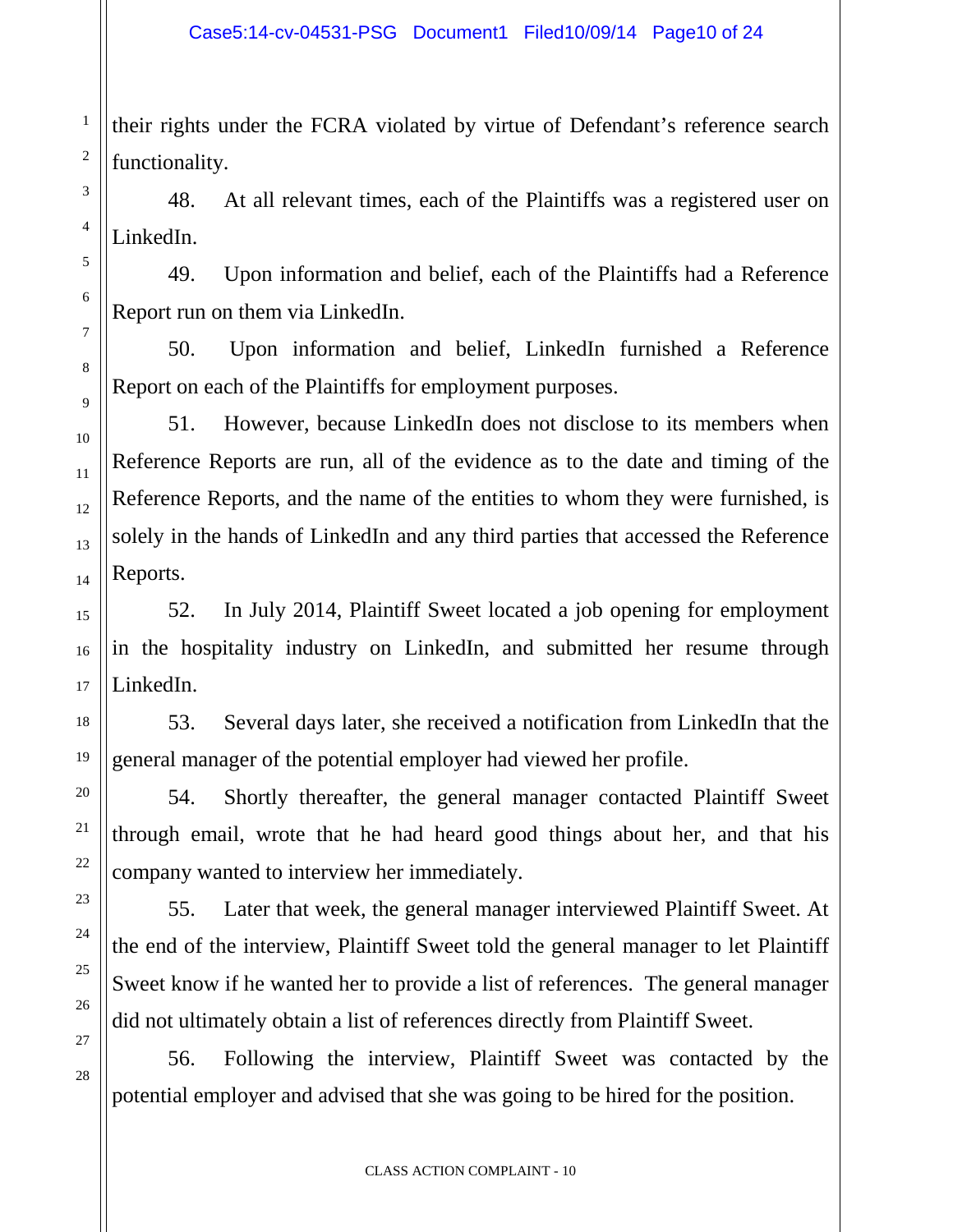their rights under the FCRA violated by virtue of Defendant's reference search functionality.

48. At all relevant times, each of the Plaintiffs was a registered user on LinkedIn.

49. Upon information and belief, each of the Plaintiffs had a Reference Report run on them via LinkedIn.

50. Upon information and belief, LinkedIn furnished a Reference Report on each of the Plaintiffs for employment purposes.

51. However, because LinkedIn does not disclose to its members when Reference Reports are run, all of the evidence as to the date and timing of the Reference Reports, and the name of the entities to whom they were furnished, is solely in the hands of LinkedIn and any third parties that accessed the Reference Reports.

52. In July 2014, Plaintiff Sweet located a job opening for employment in the hospitality industry on LinkedIn, and submitted her resume through LinkedIn.

53. Several days later, she received a notification from LinkedIn that the general manager of the potential employer had viewed her profile.

54. Shortly thereafter, the general manager contacted Plaintiff Sweet through email, wrote that he had heard good things about her, and that his company wanted to interview her immediately.

55. Later that week, the general manager interviewed Plaintiff Sweet. At the end of the interview, Plaintiff Sweet told the general manager to let Plaintiff Sweet know if he wanted her to provide a list of references. The general manager did not ultimately obtain a list of references directly from Plaintiff Sweet.

56. Following the interview, Plaintiff Sweet was contacted by the potential employer and advised that she was going to be hired for the position.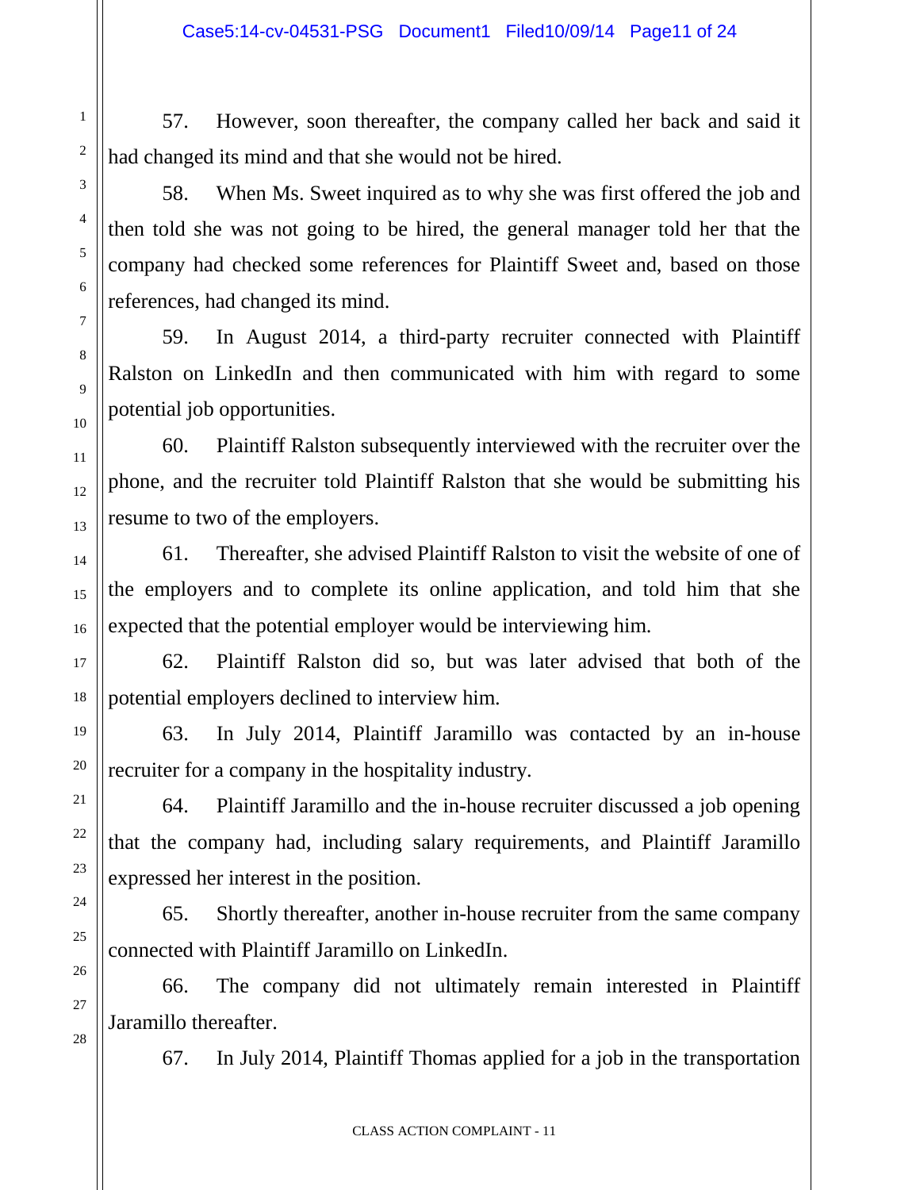57. However, soon thereafter, the company called her back and said it had changed its mind and that she would not be hired.

58. When Ms. Sweet inquired as to why she was first offered the job and then told she was not going to be hired, the general manager told her that the company had checked some references for Plaintiff Sweet and, based on those references, had changed its mind.

59. In August 2014, a third-party recruiter connected with Plaintiff Ralston on LinkedIn and then communicated with him with regard to some potential job opportunities.

60. Plaintiff Ralston subsequently interviewed with the recruiter over the phone, and the recruiter told Plaintiff Ralston that she would be submitting his resume to two of the employers.

61. Thereafter, she advised Plaintiff Ralston to visit the website of one of the employers and to complete its online application, and told him that she expected that the potential employer would be interviewing him.

62. Plaintiff Ralston did so, but was later advised that both of the potential employers declined to interview him.

63. In July 2014, Plaintiff Jaramillo was contacted by an in-house recruiter for a company in the hospitality industry.

64. Plaintiff Jaramillo and the in-house recruiter discussed a job opening that the company had, including salary requirements, and Plaintiff Jaramillo expressed her interest in the position.

65. Shortly thereafter, another in-house recruiter from the same company connected with Plaintiff Jaramillo on LinkedIn.

66. The company did not ultimately remain interested in Plaintiff Jaramillo thereafter.

67. In July 2014, Plaintiff Thomas applied for a job in the transportation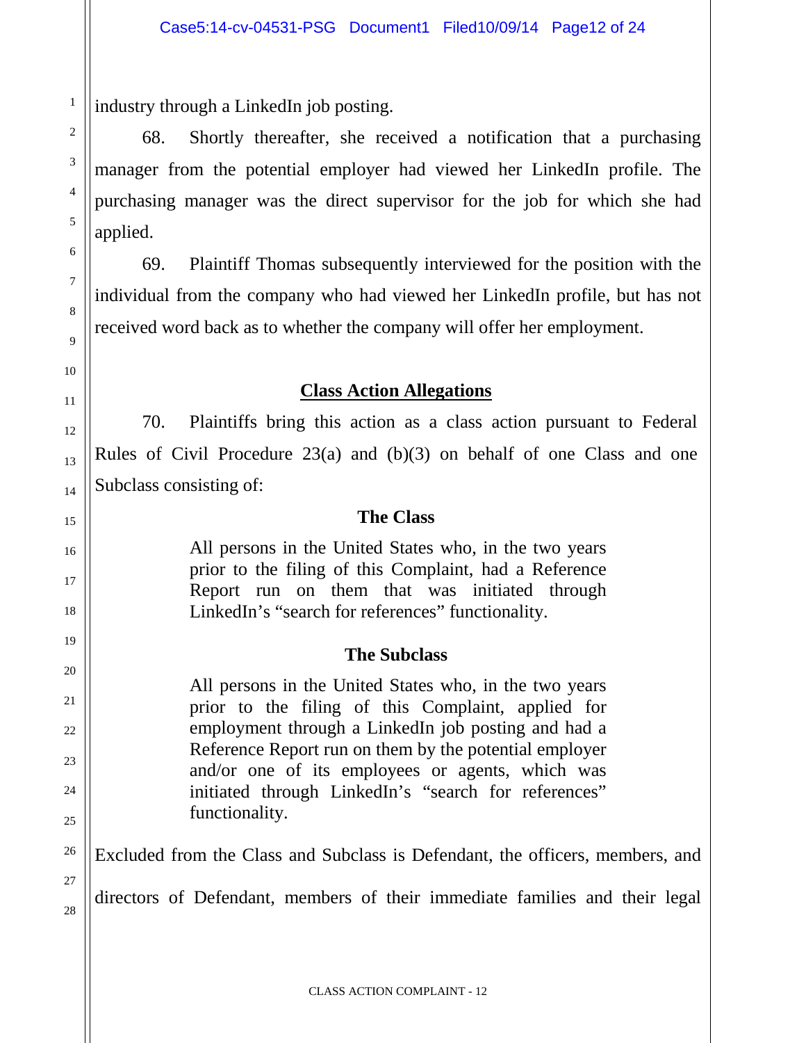industry through a LinkedIn job posting.

68. Shortly thereafter, she received a notification that a purchasing manager from the potential employer had viewed her LinkedIn profile. The purchasing manager was the direct supervisor for the job for which she had applied.

69. Plaintiff Thomas subsequently interviewed for the position with the individual from the company who had viewed her LinkedIn profile, but has not received word back as to whether the company will offer her employment.

## Class Action Allegations

70. Plaintiffs bring this action as a class action pursuant to Federal Rules of Civil Procedure 23(a) and (b)(3) on behalf of one Class and one Subclass consisting of:

**The Class**

> All persons in the United States who, in the two years prior to the filing of this Complaint, had a Reference Report run on them that was initiated through LinkedIn's "search for references" functionality.

**The Subclass**

> All persons in the United States who, in the two years prior to the filing of this Complaint, applied for employment through a LinkedIn job posting and had a Reference Report run on them by the potential employer and/or one of its employees or agents, which was initiated through LinkedIn's "search for references" functionality.

Excluded from the Class and Subclass is Defendant, the officers, members, and directors of Defendant, members of their immediate families and their legal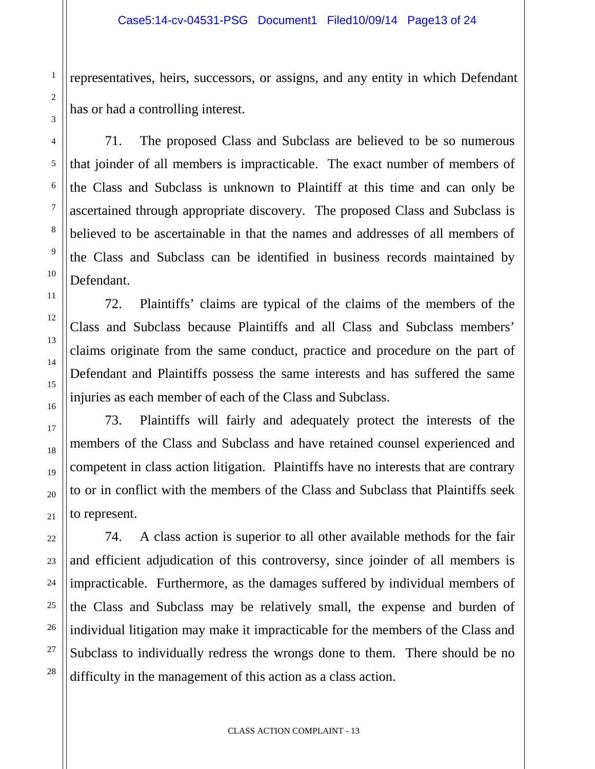representatives, heirs, successors, or assigns, and any entity in which Defendant has or had a controlling interest.

71. The proposed Class and Subclass are believed to be so numerous that joinder of all members is impracticable. The exact number of members of the Class and Subclass is unknown to Plaintiff at this time and can only be ascertained through appropriate discovery. The proposed Class and Subclass is believed to be ascertainable in that the names and addresses of all members of the Class and Subclass can be identified in business records maintained by Defendant.

72. Plaintiffs' claims are typical of the claims of the members of the Class and Subclass because Plaintiffs and all Class and Subclass members' claims originate from the same conduct, practice and procedure on the part of Defendant and Plaintiffs possess the same interests and has suffered the same injuries as each member of each of the Class and Subclass.

73. Plaintiffs will fairly and adequately protect the interests of the members of the Class and Subclass and have retained counsel experienced and competent in class action litigation. Plaintiffs have no interests that are contrary to or in conflict with the members of the Class and Subclass that Plaintiffs seek to represent.

74. A class action is superior to all other available methods for the fair and efficient adjudication of this controversy, since joinder of all members is impracticable. Furthermore, as the damages suffered by individual members of the Class and Subclass may be relatively small, the expense and burden of individual litigation may make it impracticable for the members of the Class and Subclass to individually redress the wrongs done to them. There should be no difficulty in the management of this action as a class action.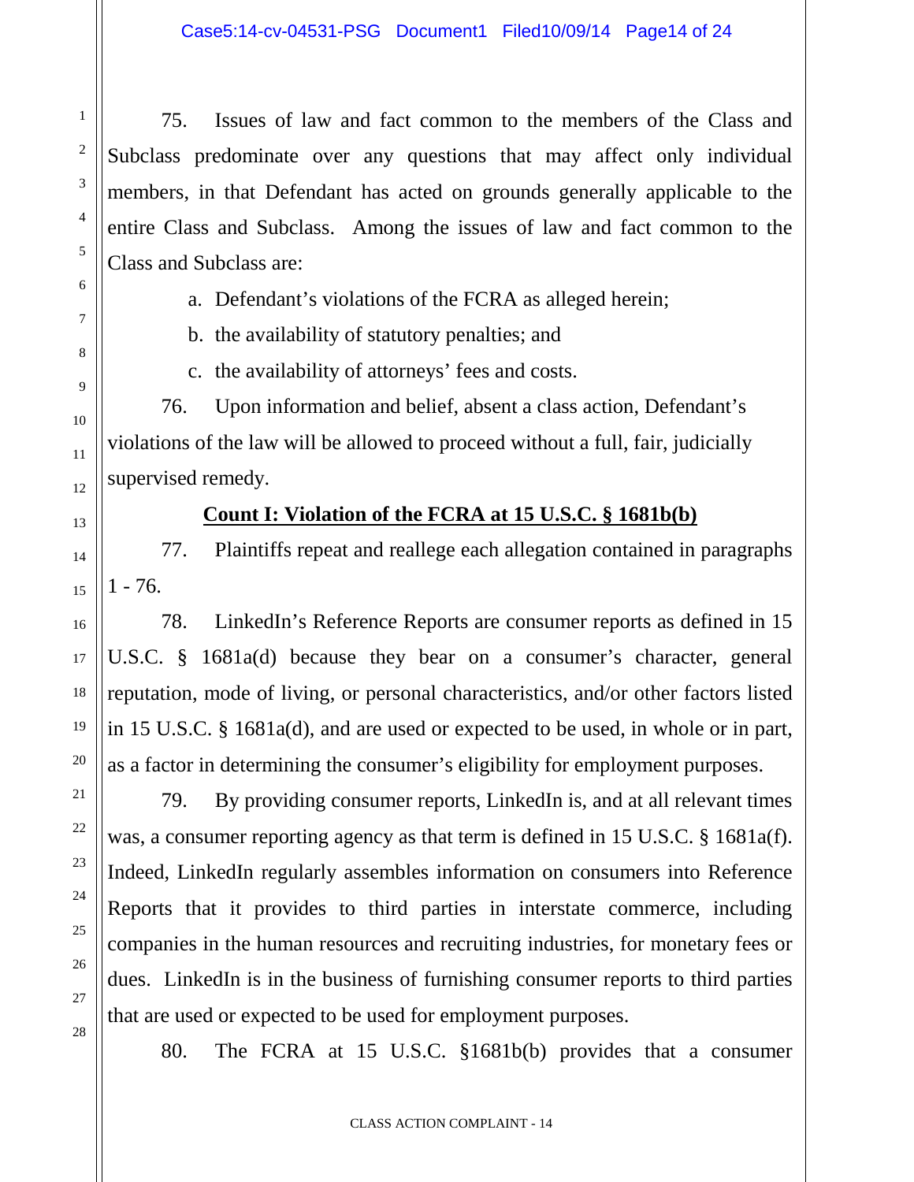75. Issues of law and fact common to the members of the Class and Subclass predominate over any questions that may affect only individual members, in that Defendant has acted on grounds generally applicable to the entire Class and Subclass. Among the issues of law and fact common to the Class and Subclass are:

a. Defendant's violations of the FCRA as alleged herein;

b. the availability of statutory penalties; and

c. the availability of attorneys' fees and costs.

76. Upon information and belief, absent a class action, Defendant's violations of the law will be allowed to proceed without a full, fair, judicially supervised remedy.

**Count I: Violation of the FCRA at 15 U.S.C. § 1681b(b)**

77. Plaintiffs repeat and reallege each allegation contained in paragraphs 1 - 76.

78. LinkedIn's Reference Reports are consumer reports as defined in 15 U.S.C. § 1681a(d) because they bear on a consumer's character, general reputation, mode of living, or personal characteristics, and/or other factors listed in 15 U.S.C. § 1681a(d), and are used or expected to be used, in whole or in part, as a factor in determining the consumer's eligibility for employment purposes.

79. By providing consumer reports, LinkedIn is, and at all relevant times was, a consumer reporting agency as that term is defined in 15 U.S.C. § 1681a(f). Indeed, LinkedIn regularly assembles information on consumers into Reference Reports that it provides to third parties in interstate commerce, including companies in the human resources and recruiting industries, for monetary fees or dues. LinkedIn is in the business of furnishing consumer reports to third parties that are used or expected to be used for employment purposes.

80. The FCRA at 15 U.S.C. §1681b(b) provides that a consumer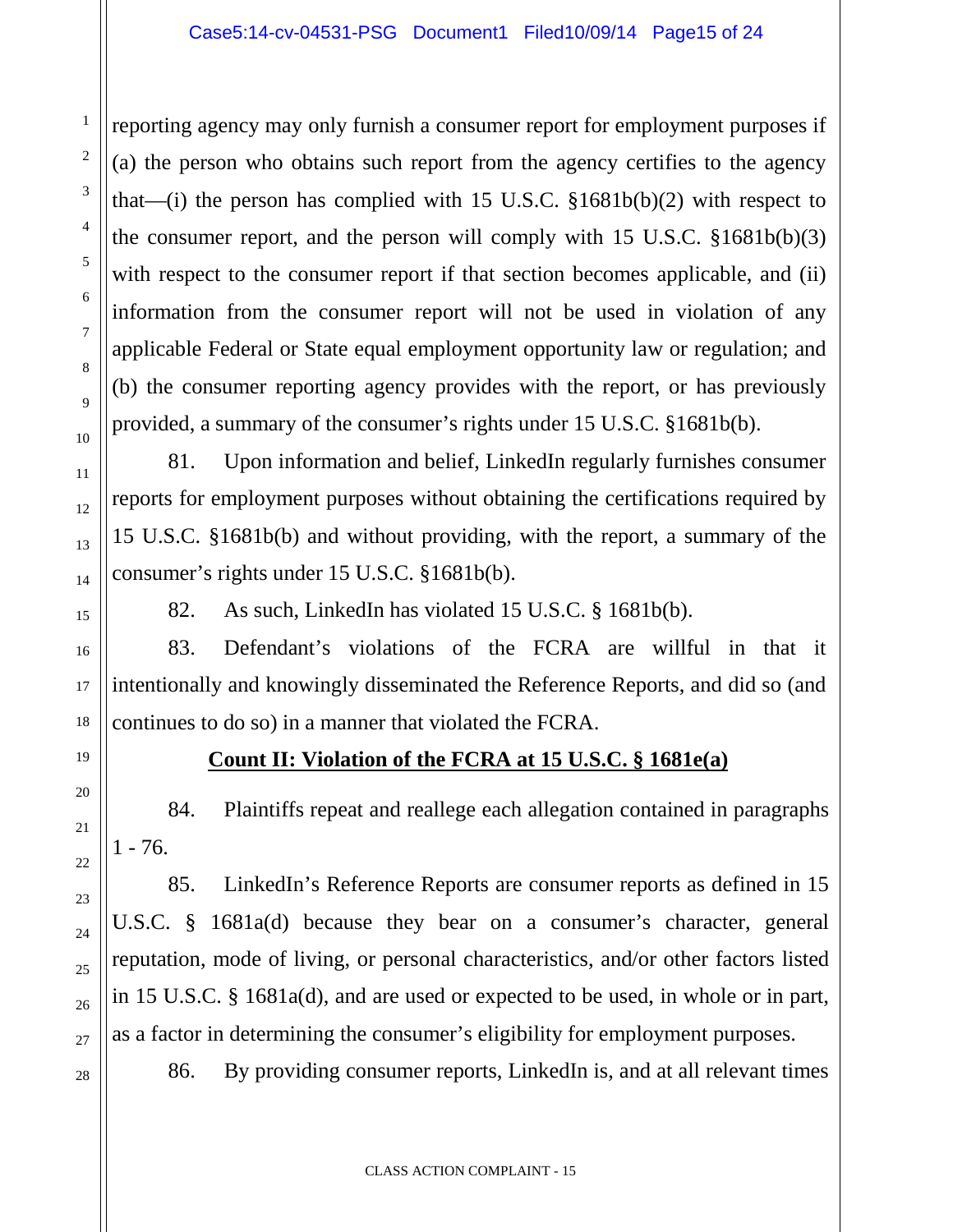reporting agency may only furnish a consumer report for employment purposes if (a) the person who obtains such report from the agency certifies to the agency that—(i) the person has complied with 15 U.S.C. §1681b(b)(2) with respect to the consumer report, and the person will comply with 15 U.S.C. §1681b(b)(3) with respect to the consumer report if that section becomes applicable, and (ii) information from the consumer report will not be used in violation of any applicable Federal or State equal employment opportunity law or regulation; and (b) the consumer reporting agency provides with the report, or has previously provided, a summary of the consumer's rights under 15 U.S.C. §1681b(b).

81. Upon information and belief, LinkedIn regularly furnishes consumer reports for employment purposes without obtaining the certifications required by 15 U.S.C. §1681b(b) and without providing, with the report, a summary of the consumer's rights under 15 U.S.C. §1681b(b).

82. As such, LinkedIn has violated 15 U.S.C. § 1681b(b).

83. Defendant's violations of the FCRA are willful in that it intentionally and knowingly disseminated the Reference Reports, and did so (and continues to do so) in a manner that violated the FCRA.

**Count II: Violation of the FCRA at 15 U.S.C. § 1681e(a)**

84. Plaintiffs repeat and reallege each allegation contained in paragraphs 1 - 76.

85. LinkedIn's Reference Reports are consumer reports as defined in 15 U.S.C. § 1681a(d) because they bear on a consumer's character, general reputation, mode of living, or personal characteristics, and/or other factors listed in 15 U.S.C. § 1681a(d), and are used or expected to be used, in whole or in part, as a factor in determining the consumer's eligibility for employment purposes.

86. By providing consumer reports, LinkedIn is, and at all relevant times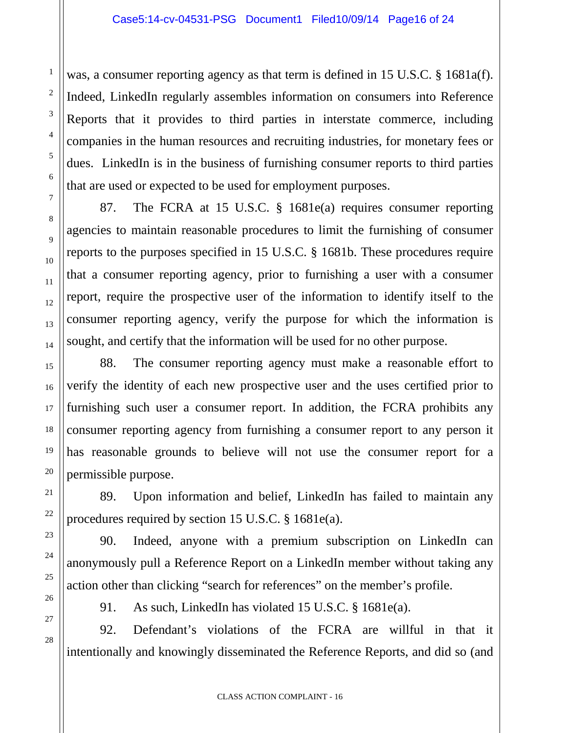was, a consumer reporting agency as that term is defined in 15 U.S.C. § 1681a(f). Indeed, LinkedIn regularly assembles information on consumers into Reference Reports that it provides to third parties in interstate commerce, including companies in the human resources and recruiting industries, for monetary fees or dues. LinkedIn is in the business of furnishing consumer reports to third parties that are used or expected to be used for employment purposes.

87. The FCRA at 15 U.S.C. § 1681e(a) requires consumer reporting agencies to maintain reasonable procedures to limit the furnishing of consumer reports to the purposes specified in 15 U.S.C. § 1681b. These procedures require that a consumer reporting agency, prior to furnishing a user with a consumer report, require the prospective user of the information to identify itself to the consumer reporting agency, verify the purpose for which the information is sought, and certify that the information will be used for no other purpose.

88. The consumer reporting agency must make a reasonable effort to verify the identity of each new prospective user and the uses certified prior to furnishing such user a consumer report. In addition, the FCRA prohibits any consumer reporting agency from furnishing a consumer report to any person it has reasonable grounds to believe will not use the consumer report for a permissible purpose.

89. Upon information and belief, LinkedIn has failed to maintain any procedures required by section 15 U.S.C. § 1681e(a).

90. Indeed, anyone with a premium subscription on LinkedIn can anonymously pull a Reference Report on a LinkedIn member without taking any action other than clicking "search for references" on the member's profile.

91. As such, LinkedIn has violated 15 U.S.C. § 1681e(a).

92. Defendant's violations of the FCRA are willful in that it intentionally and knowingly disseminated the Reference Reports, and did so (and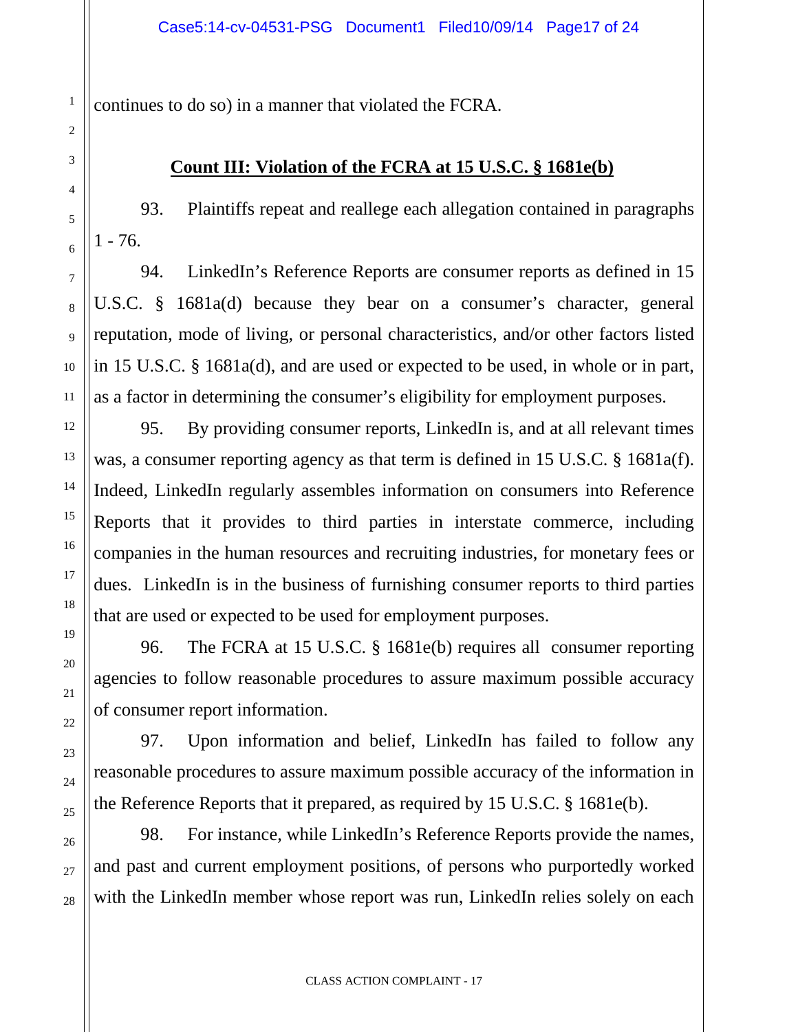continues to do so) in a manner that violated the FCRA.

**Count III: Violation of the FCRA at 15 U.S.C. § 1681e(b)**

93. Plaintiffs repeat and reallege each allegation contained in paragraphs 1 - 76.

94. LinkedIn's Reference Reports are consumer reports as defined in 15 U.S.C. § 1681a(d) because they bear on a consumer's character, general reputation, mode of living, or personal characteristics, and/or other factors listed in 15 U.S.C. § 1681a(d), and are used or expected to be used, in whole or in part, as a factor in determining the consumer's eligibility for employment purposes.

95. By providing consumer reports, LinkedIn is, and at all relevant times was, a consumer reporting agency as that term is defined in 15 U.S.C. § 1681a(f). Indeed, LinkedIn regularly assembles information on consumers into Reference Reports that it provides to third parties in interstate commerce, including companies in the human resources and recruiting industries, for monetary fees or dues. LinkedIn is in the business of furnishing consumer reports to third parties that are used or expected to be used for employment purposes.

96. The FCRA at 15 U.S.C. § 1681e(b) requires all consumer reporting agencies to follow reasonable procedures to assure maximum possible accuracy of consumer report information.

97. Upon information and belief, LinkedIn has failed to follow any reasonable procedures to assure maximum possible accuracy of the information in the Reference Reports that it prepared, as required by 15 U.S.C. § 1681e(b).

98. For instance, while LinkedIn's Reference Reports provide the names, and past and current employment positions, of persons who purportedly worked with the LinkedIn member whose report was run, LinkedIn relies solely on each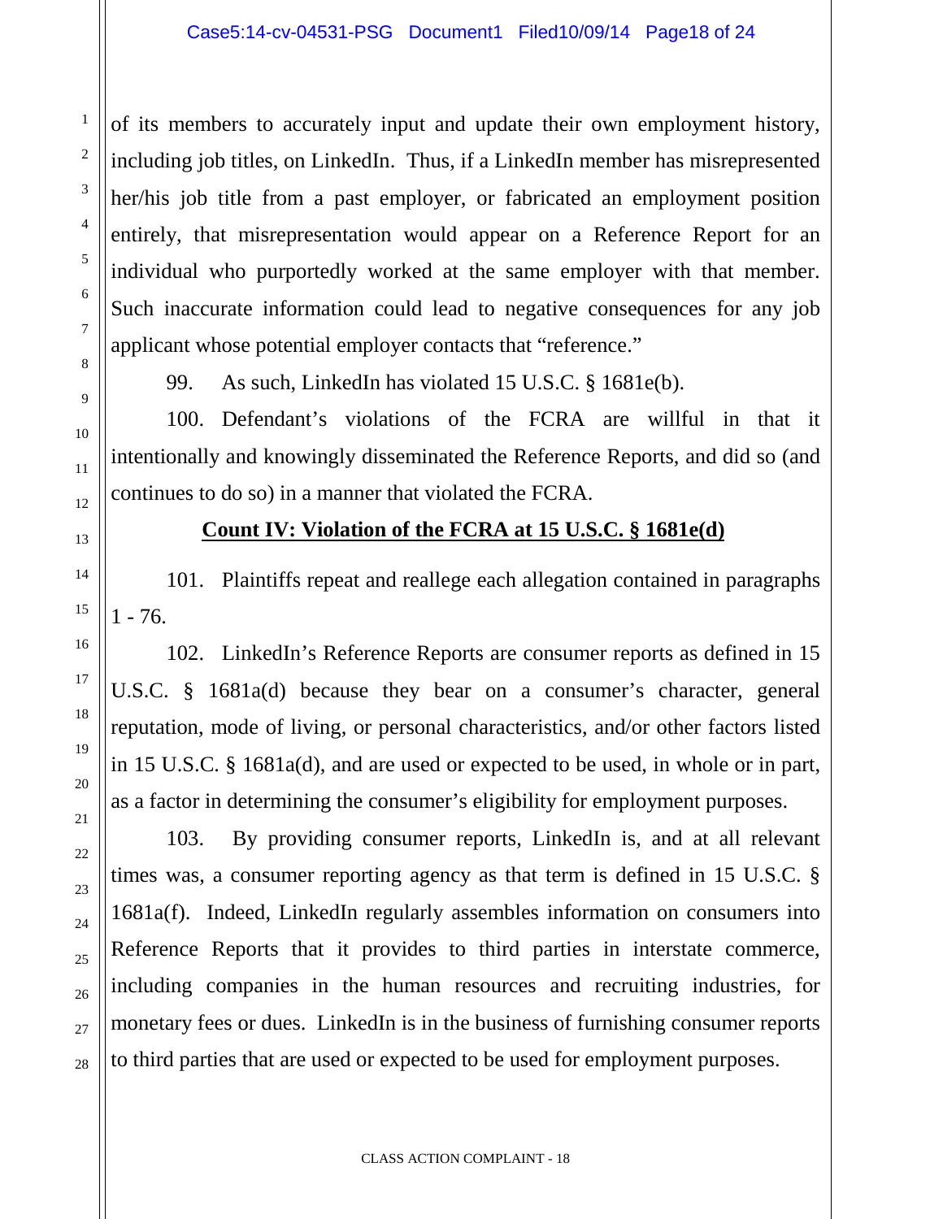of its members to accurately input and update their own employment history, including job titles, on LinkedIn. Thus, if a LinkedIn member has misrepresented her/his job title from a past employer, or fabricated an employment position entirely, that misrepresentation would appear on a Reference Report for an individual who purportedly worked at the same employer with that member. Such inaccurate information could lead to negative consequences for any job applicant whose potential employer contacts that "reference."

99. As such, LinkedIn has violated 15 U.S.C. § 1681e(b).

100. Defendant's violations of the FCRA are willful in that it intentionally and knowingly disseminated the Reference Reports, and did so (and continues to do so) in a manner that violated the FCRA.

**Count IV: Violation of the FCRA at 15 U.S.C. § 1681e(d)**

101. Plaintiffs repeat and reallege each allegation contained in paragraphs 1 - 76.

102. LinkedIn's Reference Reports are consumer reports as defined in 15 U.S.C. § 1681a(d) because they bear on a consumer's character, general reputation, mode of living, or personal characteristics, and/or other factors listed in 15 U.S.C. § 1681a(d), and are used or expected to be used, in whole or in part, as a factor in determining the consumer's eligibility for employment purposes.

103. By providing consumer reports, LinkedIn is, and at all relevant times was, a consumer reporting agency as that term is defined in 15 U.S.C. § 1681a(f). Indeed, LinkedIn regularly assembles information on consumers into Reference Reports that it provides to third parties in interstate commerce, including companies in the human resources and recruiting industries, for monetary fees or dues. LinkedIn is in the business of furnishing consumer reports to third parties that are used or expected to be used for employment purposes.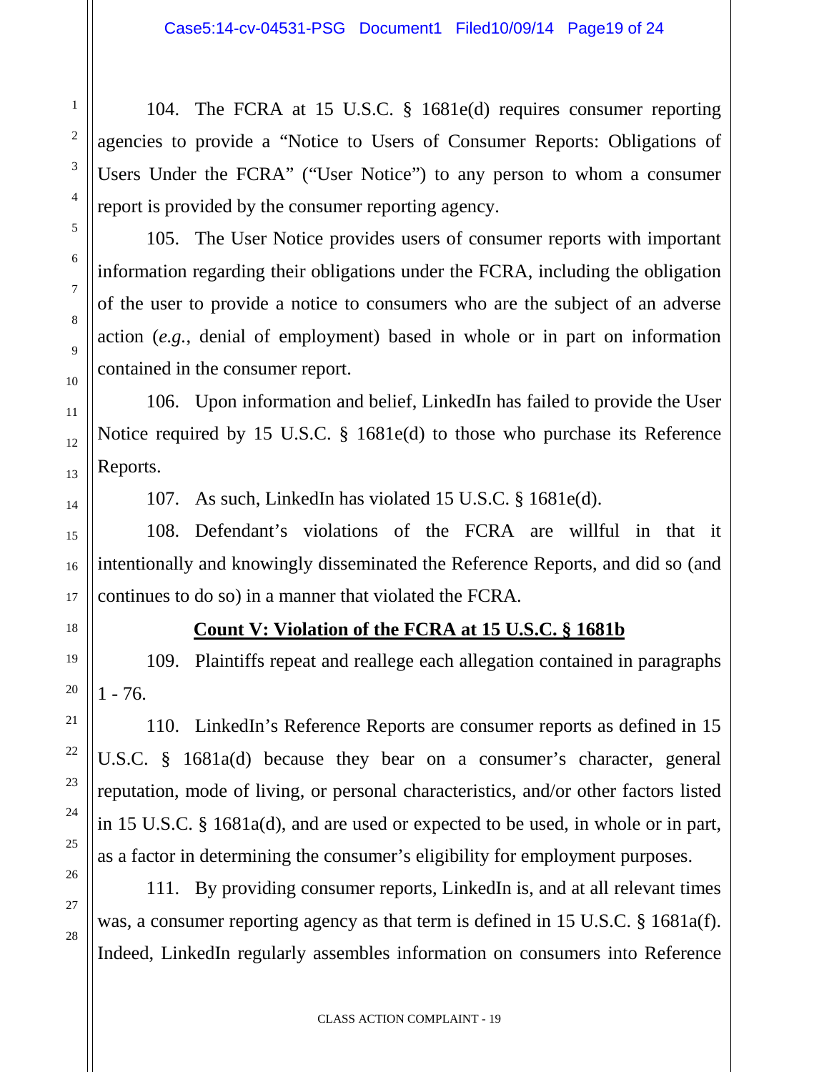104. The FCRA at 15 U.S.C. § 1681e(d) requires consumer reporting agencies to provide a "Notice to Users of Consumer Reports: Obligations of Users Under the FCRA" ("User Notice") to any person to whom a consumer report is provided by the consumer reporting agency.

105. The User Notice provides users of consumer reports with important information regarding their obligations under the FCRA, including the obligation of the user to provide a notice to consumers who are the subject of an adverse action (*e.g.*, denial of employment) based in whole or in part on information contained in the consumer report.

106. Upon information and belief, LinkedIn has failed to provide the User Notice required by 15 U.S.C. § 1681e(d) to those who purchase its Reference Reports.

107. As such, LinkedIn has violated 15 U.S.C. § 1681e(d).

108. Defendant's violations of the FCRA are willful in that it intentionally and knowingly disseminated the Reference Reports, and did so (and continues to do so) in a manner that violated the FCRA.

**Count V: Violation of the FCRA at 15 U.S.C. § 1681b**

109. Plaintiffs repeat and reallege each allegation contained in paragraphs 1 - 76.

110. LinkedIn's Reference Reports are consumer reports as defined in 15 U.S.C. § 1681a(d) because they bear on a consumer's character, general reputation, mode of living, or personal characteristics, and/or other factors listed in 15 U.S.C. § 1681a(d), and are used or expected to be used, in whole or in part, as a factor in determining the consumer's eligibility for employment purposes.

111. By providing consumer reports, LinkedIn is, and at all relevant times was, a consumer reporting agency as that term is defined in 15 U.S.C. § 1681a(f). Indeed, LinkedIn regularly assembles information on consumers into Reference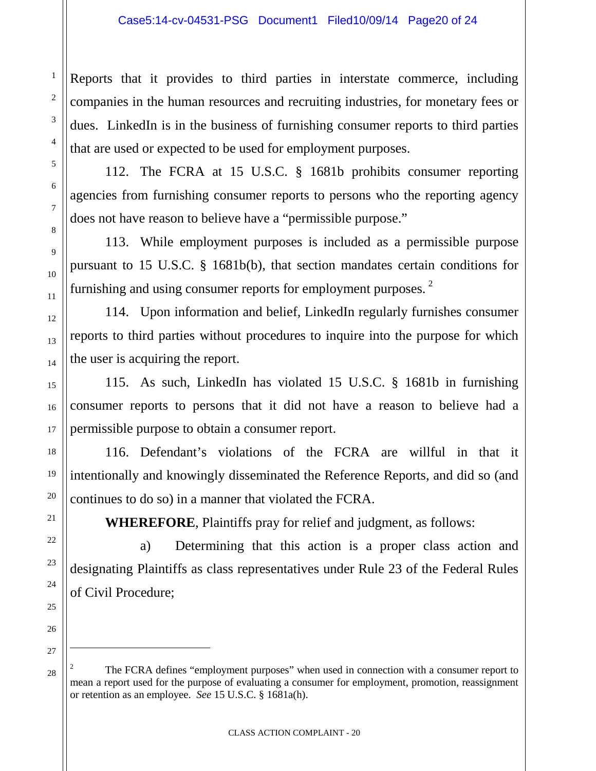Reports that it provides to third parties in interstate commerce, including companies in the human resources and recruiting industries, for monetary fees or dues. LinkedIn is in the business of furnishing consumer reports to third parties that are used or expected to be used for employment purposes.

112. The FCRA at 15 U.S.C. § 1681b prohibits consumer reporting agencies from furnishing consumer reports to persons who the reporting agency does not have reason to believe have a "permissible purpose."

113. While employment purposes is included as a permissible purpose pursuant to 15 U.S.C. § 1681b(b), that section mandates certain conditions for furnishing and using consumer reports for employment purposes. [2]

114. Upon information and belief, LinkedIn regularly furnishes consumer reports to third parties without procedures to inquire into the purpose for which the user is acquiring the report.

115. As such, LinkedIn has violated 15 U.S.C. § 1681b in furnishing consumer reports to persons that it did not have a reason to believe had a permissible purpose to obtain a consumer report.

116. Defendant's violations of the FCRA are willful in that it intentionally and knowingly disseminated the Reference Reports, and did so (and continues to do so) in a manner that violated the FCRA.

**WHEREFORE**, Plaintiffs pray for relief and judgment, as follows:

a) Determining that this action is a proper class action and designating Plaintiffs as class representatives under Rule 23 of the Federal Rules of Civil Procedure;

---

[2] The FCRA defines "employment purposes" when used in connection with a consumer report to mean a report used for the purpose of evaluating a consumer for employment, promotion, reassignment or retention as an employee. *See* 15 U.S.C. § 1681a(h).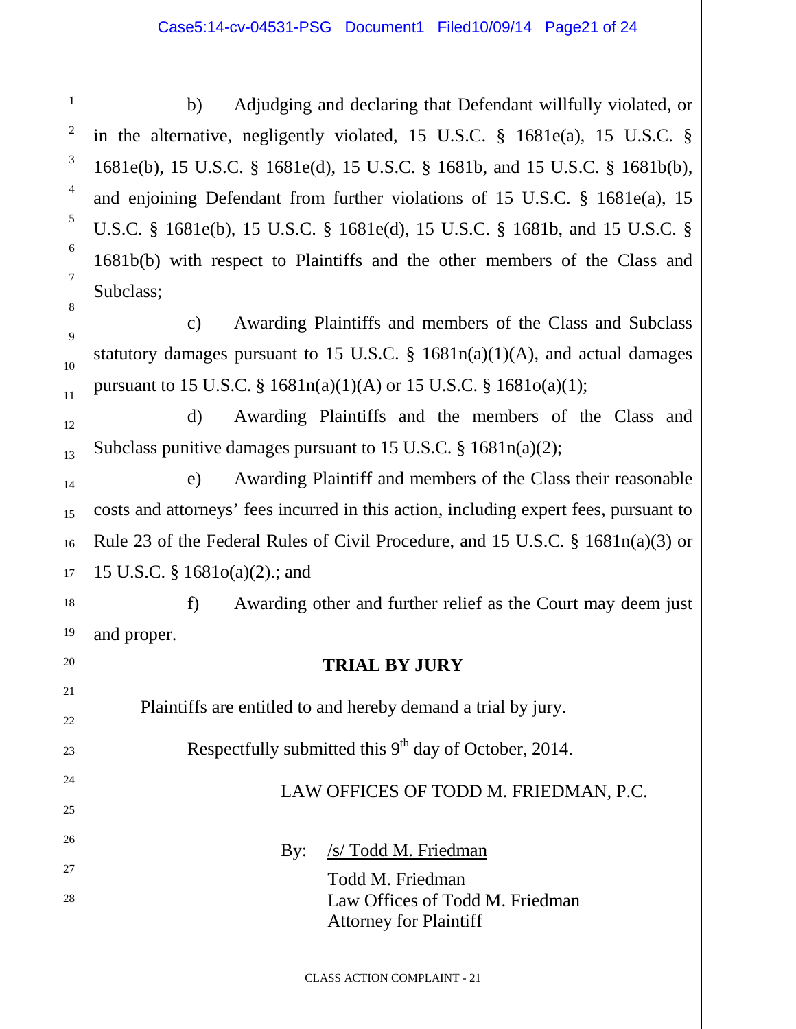b) Adjudging and declaring that Defendant willfully violated, or in the alternative, negligently violated, 15 U.S.C. § 1681e(a), 15 U.S.C. § 1681e(b), 15 U.S.C. § 1681e(d), 15 U.S.C. § 1681b, and 15 U.S.C. § 1681b(b), and enjoining Defendant from further violations of 15 U.S.C. § 1681e(a), 15 U.S.C. § 1681e(b), 15 U.S.C. § 1681e(d), 15 U.S.C. § 1681b, and 15 U.S.C. § 1681b(b) with respect to Plaintiffs and the other members of the Class and Subclass;

c) Awarding Plaintiffs and members of the Class and Subclass statutory damages pursuant to 15 U.S.C. § 1681n(a)(1)(A), and actual damages pursuant to 15 U.S.C. § 1681n(a)(1)(A) or 15 U.S.C. § 1681o(a)(1);

d) Awarding Plaintiffs and the members of the Class and Subclass punitive damages pursuant to 15 U.S.C. § 1681n(a)(2);

e) Awarding Plaintiff and members of the Class their reasonable costs and attorneys' fees incurred in this action, including expert fees, pursuant to Rule 23 of the Federal Rules of Civil Procedure, and 15 U.S.C. § 1681n(a)(3) or 15 U.S.C. § 1681o(a)(2).; and

f) Awarding other and further relief as the Court may deem just and proper.

## TRIAL BY JURY

Plaintiffs are entitled to and hereby demand a trial by jury.

Respectfully submitted this 9th day of October, 2014.

LAW OFFICES OF TODD M. FRIEDMAN, P.C.

By: /s/ Todd M. Friedman
Todd M. Friedman
Law Offices of Todd M. Friedman
Attorney for Plaintiff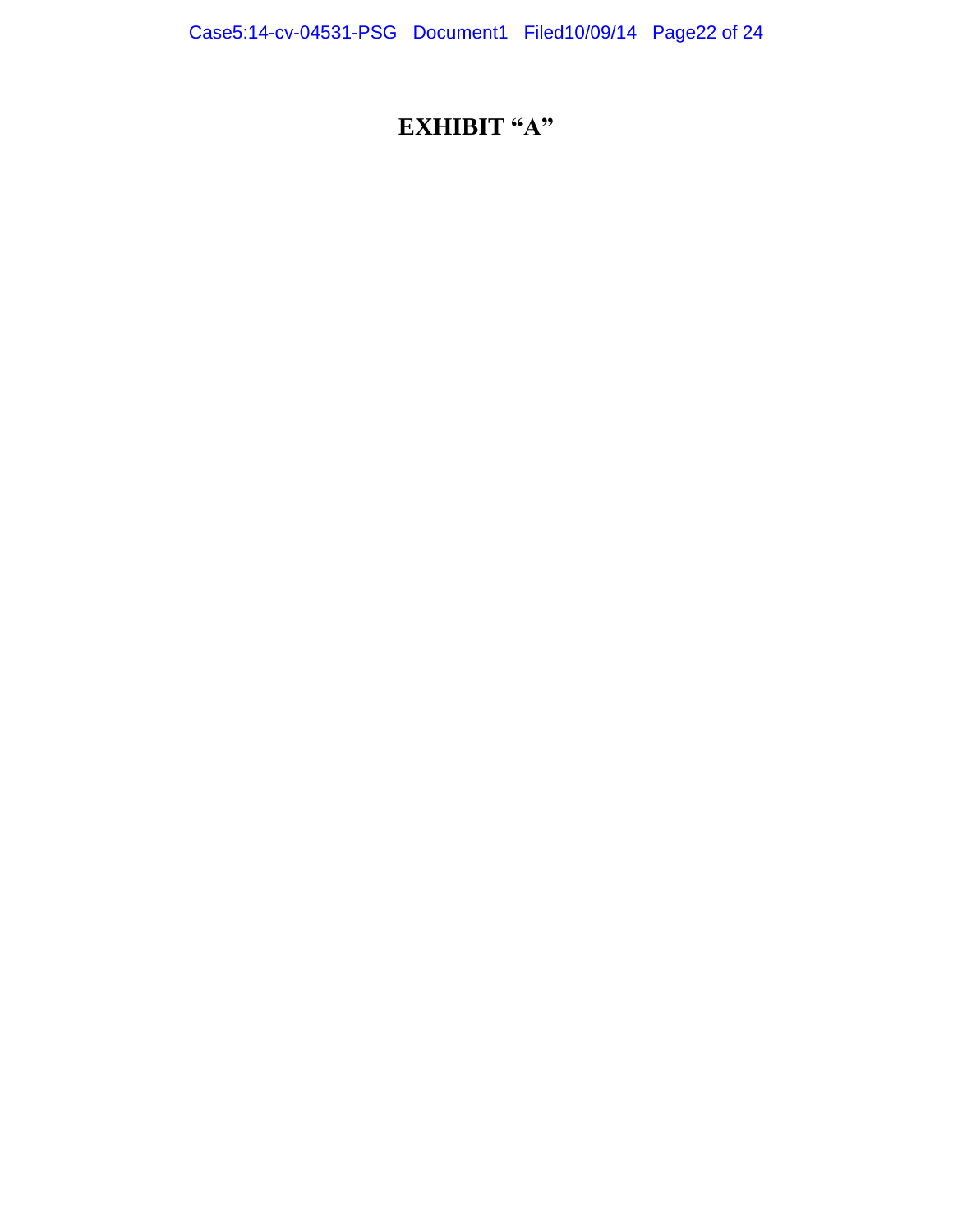# EXHIBIT "A"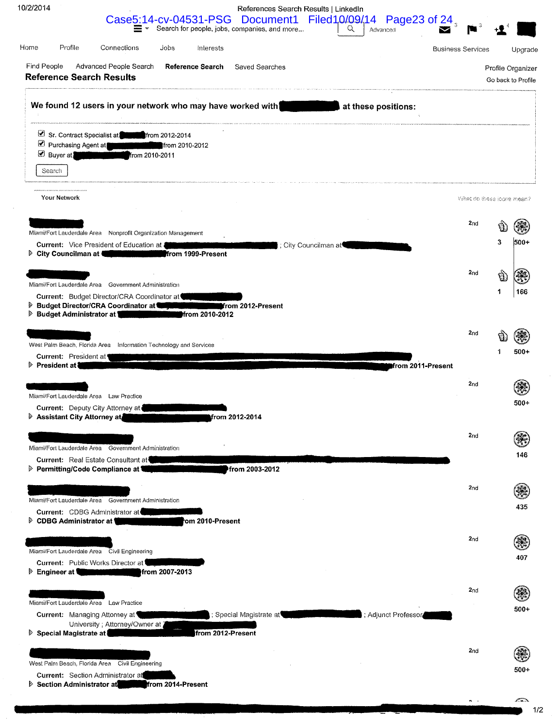Home Profile Connections Jobs Interests Business Services Upgrade

Find People Advanced People Search **Reference Search** Saved Searches Profile Organizer

## Reference Search Results

Go back to Profile

**We found 12 users in your network who may have worked with ████████ at these positions:**

- ☑ Sr. Contract Specialist at ████ from 2012-2014
- ☑ Purchasing Agent at ████████ from 2010-2012
- ☑ Buyer at ████████ from 2010-2011

Search

Your Network

What do these icons mean?

---

████████
Miami/Fort Lauderdale Area Nonprofit Organization Management
2nd | 3 | 500+

**Current:** Vice President of Education at ████████████ ; City Councilman at ████████
▷ **City Councilman at ████████ from 1999-Present**

---

████████
Miami/Fort Lauderdale Area Government Administration
2nd | 1 | 166

**Current:** Budget Director/CRA Coordinator at ████████
▷ **Budget Director/CRA Coordinator at ████████ from 2012-Present**
▷ **Budget Administrator at ████████ from 2010-2012**

---

████████
West Palm Beach, Florida Area Information Technology and Services
2nd | 1 | 500+

**Current:** President at ████████████████
▷ **President at ████████████████ from 2011-Present**

---

████████
Miami/Fort Lauderdale Area Law Practice
2nd | 500+

**Current:** Deputy City Attorney at ████████
▷ **Assistant City Attorney at ████████ from 2012-2014**

---

████████
Miami/Fort Lauderdale Area Government Administration
2nd | 146

**Current:** Real Estate Consultant at ████████████████
▷ **Permitting/Code Compliance at ████████ from 2003-2012**

---

████████
Miami/Fort Lauderdale Area Government Administration
2nd | 435

**Current:** CDBG Administrator at ████████
▷ **CDBG Administrator at ████████ om 2010-Present**

---

████████
Miami/Fort Lauderdale Area Civil Engineering
2nd | 407

**Current:** Public Works Director at ████████
▷ **Engineer at ████████ from 2007-2013**

---

████████
Miami/Fort Lauderdale Area Law Practice
2nd | 500+

**Current:** Managing Attorney at ████████ ; Special Magistrate at ████████ ; Adjunct Professor ████ University ; Attorney/Owner at ████████
▷ **Special Magistrate at ████████ from 2012-Present**

---

████████
West Palm Beach, Florida Area Civil Engineering
2nd | 500+

**Current:** Section Administrator at ████
▷ **Section Administrator at ████ from 2014-Present**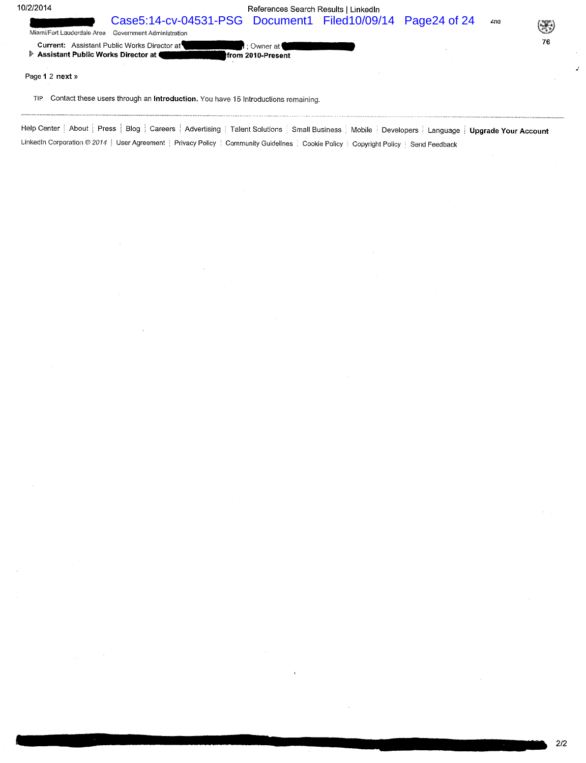Miami/Fort Lauderdale Area Government Administration

**Current:** Assistant Public Works Director at ; Owner at

▷ **Assistant Public Works Director at from 2010-Present**

2nd

76

Page **1** 2 **next »**

TIP Contact these users through an **Introduction.** You have 15 Introductions remaining.

Help Center | About | Press | Blog | Careers | Advertising | Talent Solutions | Small Business | Mobile | Developers | Language | **Upgrade Your Account**

LinkedIn Corporation © 2014 | User Agreement | Privacy Policy | Community Guidelines | Cookie Policy | Copyright Policy | Send Feedback